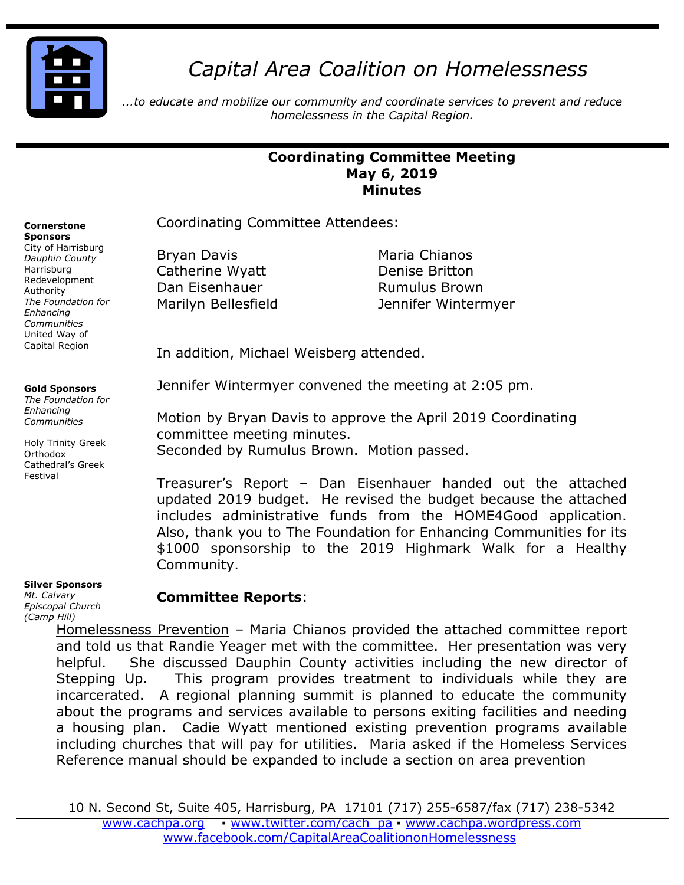# Capital Area Coalition on Homelessness

*...to educate and mobilize our community and coordinate services to prevent and reduce homelessness in the Capital Region.*

**Cornerstone Sponsors**
City of Harrisburg
*Dauphin County*
Harrisburg Redevelopment Authority
*The Foundation for Enhancing Communities*
United Way of Capital Region

**Gold Sponsors**
*The Foundation for Enhancing Communities*

Holy Trinity Greek Orthodox Cathedral's Greek Festival

**Silver Sponsors**
*Mt. Calvary Episcopal Church (Camp Hill)*

## Coordinating Committee Meeting
## May 6, 2019
## Minutes

Coordinating Committee Attendees:

| | |
|---|---|
| Bryan Davis | Maria Chianos |
| Catherine Wyatt | Denise Britton |
| Dan Eisenhauer | Rumulus Brown |
| Marilyn Bellesfield | Jennifer Wintermyer |

In addition, Michael Weisberg attended.

Jennifer Wintermyer convened the meeting at 2:05 pm.

Motion by Bryan Davis to approve the April 2019 Coordinating committee meeting minutes.
Seconded by Rumulus Brown. Motion passed.

Treasurer's Report – Dan Eisenhauer handed out the attached updated 2019 budget. He revised the budget because the attached includes administrative funds from the HOME4Good application. Also, thank you to The Foundation for Enhancing Communities for its $1000 sponsorship to the 2019 Highmark Walk for a Healthy Community.

**Committee Reports**:

Homelessness Prevention – Maria Chianos provided the attached committee report and told us that Randie Yeager met with the committee. Her presentation was very helpful. She discussed Dauphin County activities including the new director of Stepping Up. This program provides treatment to individuals while they are incarcerated. A regional planning summit is planned to educate the community about the programs and services available to persons exiting facilities and needing a housing plan. Cadie Wyatt mentioned existing prevention programs available including churches that will pay for utilities. Maria asked if the Homeless Services Reference manual should be expanded to include a section on area prevention

10 N. Second St, Suite 405, Harrisburg, PA 17101 (717) 255-6587/fax (717) 238-5342
www.cachpa.org ▪ www.twitter.com/cach_pa ▪ www.cachpa.wordpress.com
www.facebook.com/CapitalAreaCoalitiononHomelessness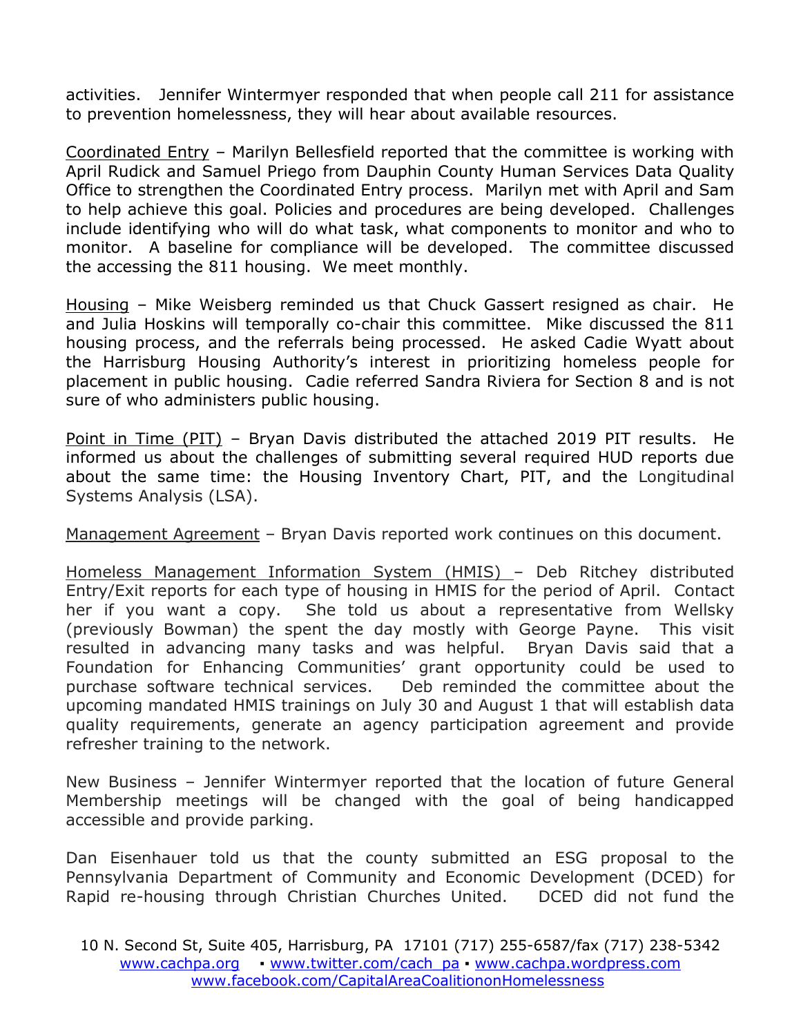activities. Jennifer Wintermyer responded that when people call 211 for assistance to prevention homelessness, they will hear about available resources.

<u>Coordinated Entry</u> – Marilyn Bellesfield reported that the committee is working with April Rudick and Samuel Priego from Dauphin County Human Services Data Quality Office to strengthen the Coordinated Entry process. Marilyn met with April and Sam to help achieve this goal. Policies and procedures are being developed. Challenges include identifying who will do what task, what components to monitor and who to monitor. A baseline for compliance will be developed. The committee discussed the accessing the 811 housing. We meet monthly.

<u>Housing</u> – Mike Weisberg reminded us that Chuck Gassert resigned as chair. He and Julia Hoskins will temporally co-chair this committee. Mike discussed the 811 housing process, and the referrals being processed. He asked Cadie Wyatt about the Harrisburg Housing Authority's interest in prioritizing homeless people for placement in public housing. Cadie referred Sandra Riviera for Section 8 and is not sure of who administers public housing.

<u>Point in Time (PIT)</u> – Bryan Davis distributed the attached 2019 PIT results. He informed us about the challenges of submitting several required HUD reports due about the same time: the Housing Inventory Chart, PIT, and the Longitudinal Systems Analysis (LSA).

<u>Management Agreement</u> – Bryan Davis reported work continues on this document.

<u>Homeless Management Information System (HMIS)</u> – Deb Ritchey distributed Entry/Exit reports for each type of housing in HMIS for the period of April. Contact her if you want a copy. She told us about a representative from Wellsky (previously Bowman) the spent the day mostly with George Payne. This visit resulted in advancing many tasks and was helpful. Bryan Davis said that a Foundation for Enhancing Communities' grant opportunity could be used to purchase software technical services. Deb reminded the committee about the upcoming mandated HMIS trainings on July 30 and August 1 that will establish data quality requirements, generate an agency participation agreement and provide refresher training to the network.

New Business – Jennifer Wintermyer reported that the location of future General Membership meetings will be changed with the goal of being handicapped accessible and provide parking.

Dan Eisenhauer told us that the county submitted an ESG proposal to the Pennsylvania Department of Community and Economic Development (DCED) for Rapid re-housing through Christian Churches United. DCED did not fund the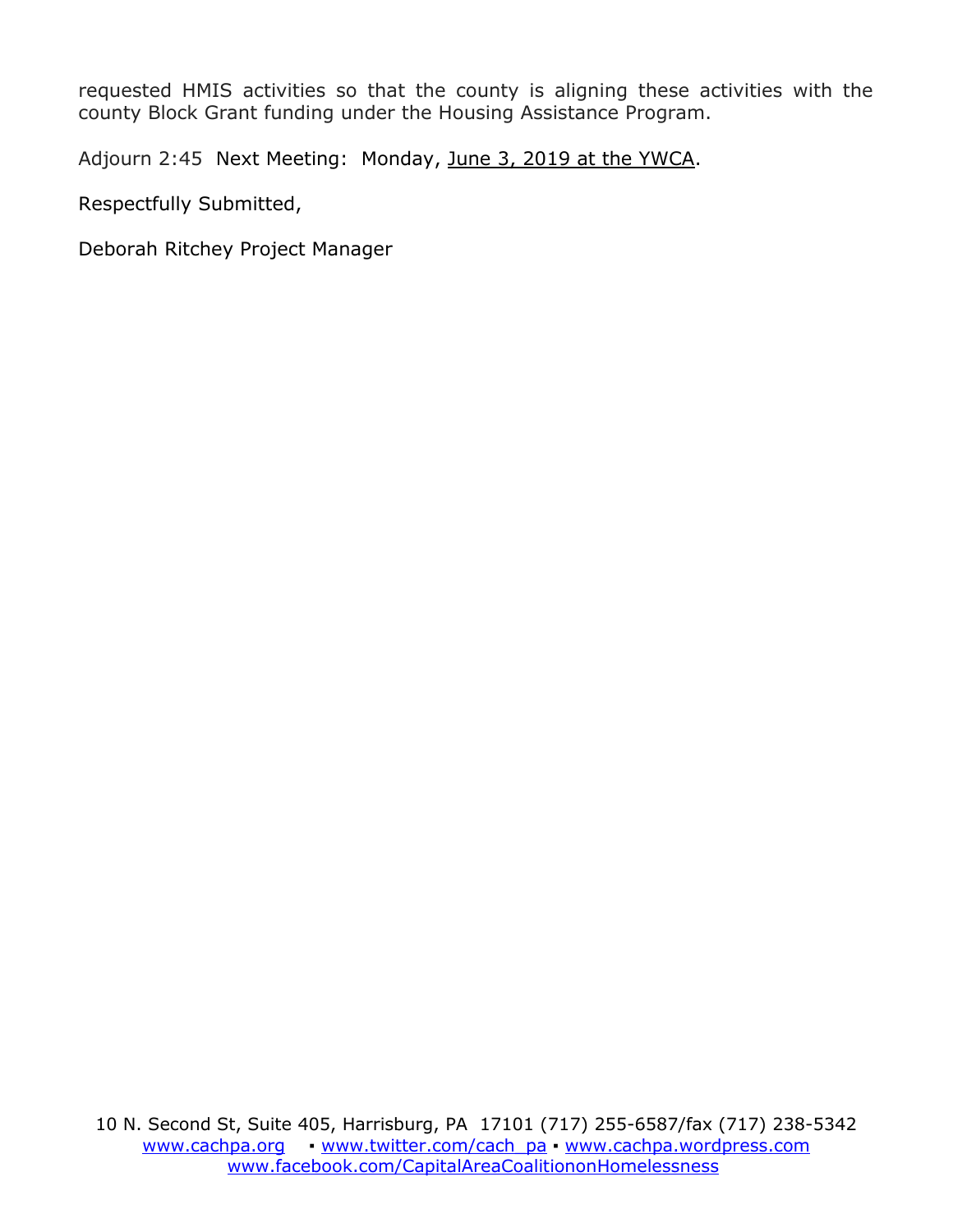requested HMIS activities so that the county is aligning these activities with the county Block Grant funding under the Housing Assistance Program.

Adjourn 2:45  Next Meeting:  Monday, June 3, 2019 at the YWCA.

Respectfully Submitted,

Deborah Ritchey Project Manager

10 N. Second St, Suite 405, Harrisburg, PA 17101 (717) 255-6587/fax (717) 238-5342
www.cachpa.org ▪ www.twitter.com/cach_pa ▪ www.cachpa.wordpress.com
www.facebook.com/CapitalAreaCoalitiononHomelessness